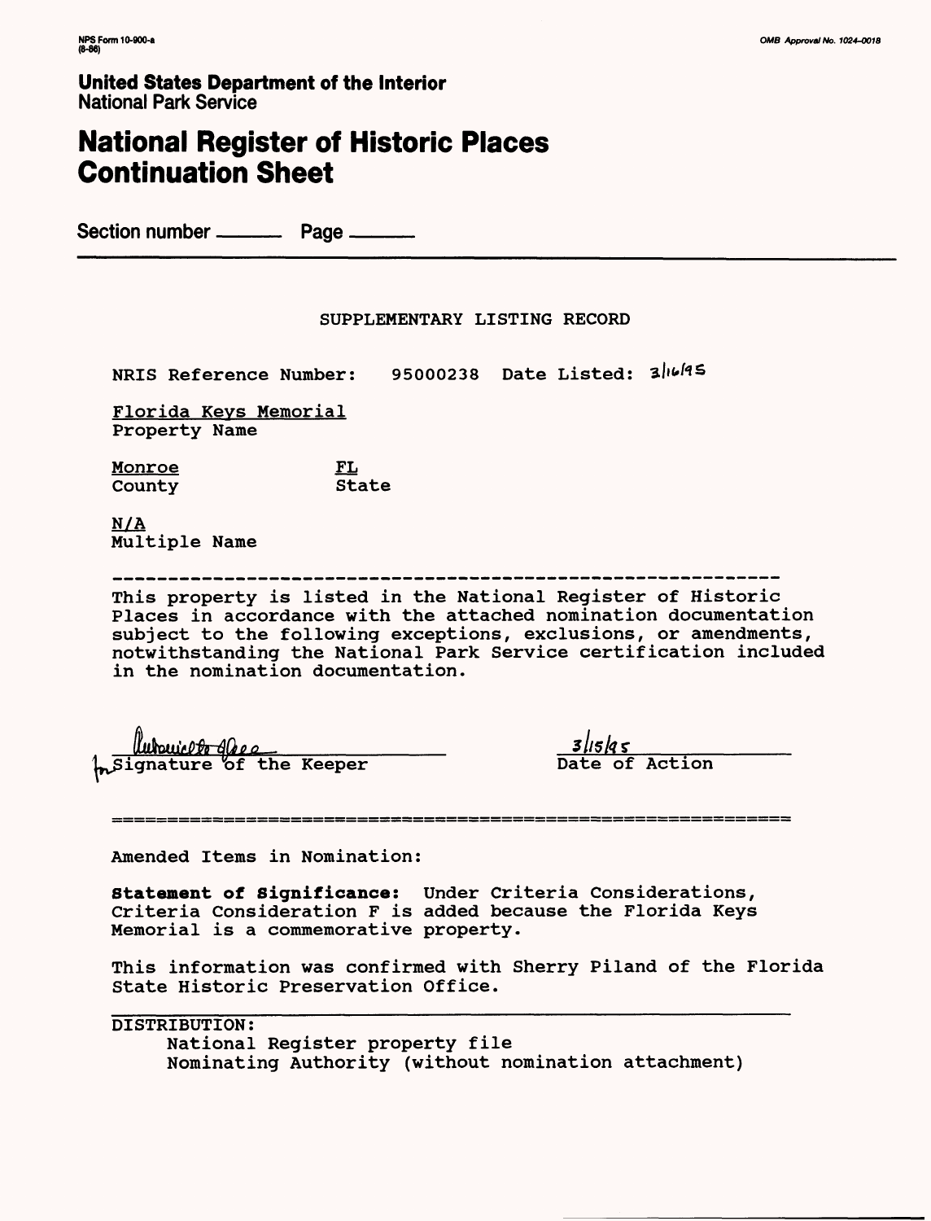NPS Form 10-900-a
(8-86)

OMB Approval No. 1024-0018

**United States Department of the Interior**
National Park Service

# National Register of Historic Places Continuation Sheet

Section number ______ Page ______

SUPPLEMENTARY LISTING RECORD

NRIS Reference Number: 95000238 Date Listed: 3/16/95

Florida Keys Memorial
Property Name

Monroe
County

FL
State

N/A
Multiple Name

---

This property is listed in the National Register of Historic Places in accordance with the attached nomination documentation subject to the following exceptions, exclusions, or amendments, notwithstanding the National Park Service certification included in the nomination documentation.

for Signature of the Keeper

3/15/95
Date of Action

---

Amended Items in Nomination:

**Statement of Significance:** Under Criteria Considerations, Criteria Consideration F is added because the Florida Keys Memorial is a commemorative property.

This information was confirmed with Sherry Piland of the Florida State Historic Preservation Office.

DISTRIBUTION:
- National Register property file
- Nominating Authority (without nomination attachment)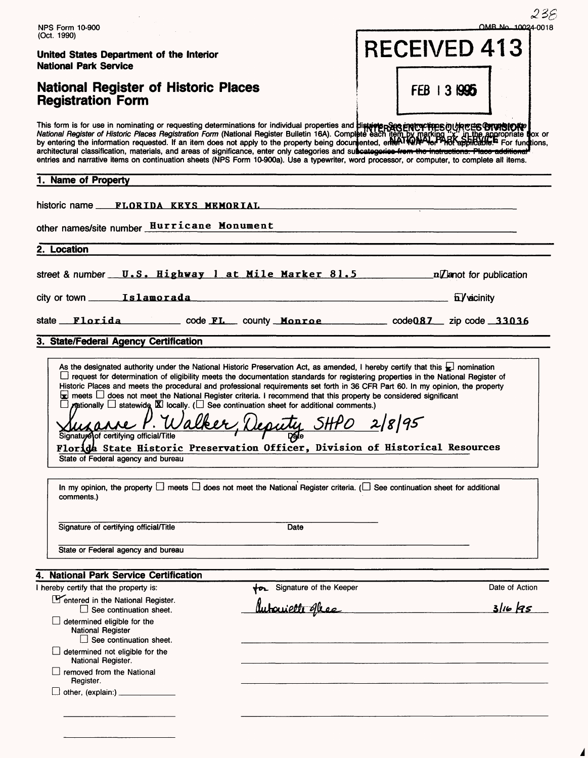NPS Form 10-900
(Oct. 1990)

OMB No. 10024-0018

**United States Department of the Interior**
**National Park Service**

# National Register of Historic Places Registration Form

RECEIVED 413

FEB 13 1995

INTERAGENCY RESOURCES DIVISION
NATIONAL PARK SERVICE

This form is for use in nominating or requesting determinations for individual properties and districts. See instructions in How to Complete the *National Register of Historic Places Registration Form* (National Register Bulletin 16A). Complete each item by marking "x" in the appropriate box or by entering the information requested. If an item does not apply to the property being documented, enter "N/A" for "not applicable." For functions, architectural classification, materials, and areas of significance, enter only categories and subcategories from the instructions. Place additional entries and narrative items on continuation sheets (NPS Form 10-900a). Use a typewriter, word processor, or computer, to complete all items.

## 1. Name of Property

historic name FLORIDA KEYS MEMORIAL

other names/site number Hurricane Monument

## 2. Location

street & number U.S. Highway 1 at Mile Marker 81.5 — n/a not for publication

city or town Islamorada — n/a vicinity

state Florida code FL county Monroe code 087 zip code 33036

## 3. State/Federal Agency Certification

As the designated authority under the National Historic Preservation Act, as amended, I hereby certify that this [x] nomination [ ] request for determination of eligibility meets the documentation standards for registering properties in the National Register of Historic Places and meets the procedural and professional requirements set forth in 36 CFR Part 60. In my opinion, the property [x] meets [ ] does not meet the National Register criteria. I recommend that this property be considered significant [ ] nationally [ ] statewide [x] locally. ([ ] See continuation sheet for additional comments.)

Suzanne P. Walker, Deputy SHPO 2/8/95
Signature of certifying official/Title — Date

Florida State Historic Preservation Officer, Division of Historical Resources
State of Federal agency and bureau

In my opinion, the property [ ] meets [ ] does not meet the National Register criteria. ([ ] See continuation sheet for additional comments.)

Signature of certifying official/Title — Date

State or Federal agency and bureau

## 4. National Park Service Certification

I hereby certify that the property is:

| | for Signature of the Keeper | Date of Action |
|---|---|---|
| [x] entered in the National Register. [ ] See continuation sheet. | Antoinette Lee | 3/16/95 |
| [ ] determined eligible for the National Register [ ] See continuation sheet. | | |
| [ ] determined not eligible for the National Register. | | |
| [ ] removed from the National Register. | | |
| [ ] other, (explain:) | | |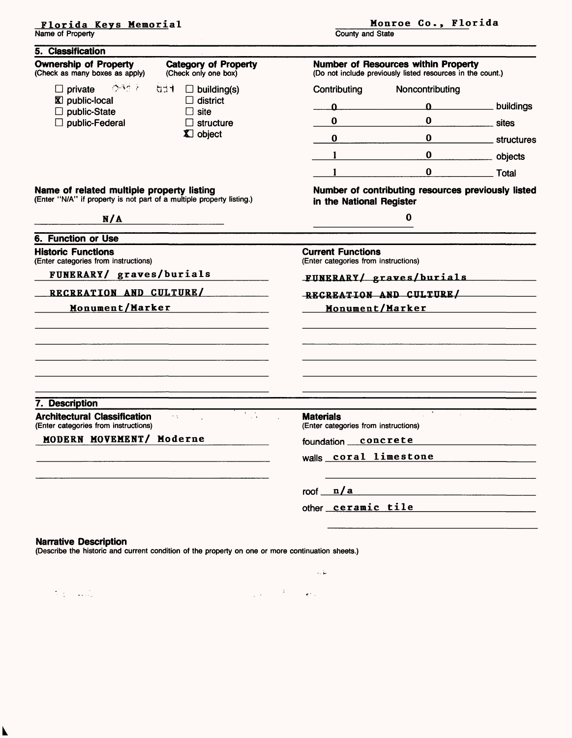**Florida Keys Memorial**
Name of Property

**Monroe Co., Florida**
County and State

## 5. Classification

**Ownership of Property**
(Check as many boxes as apply)

- ☐ private
- ☒ public-local
- ☐ public-State
- ☐ public-Federal

**Category of Property**
(Check only one box)

- ☐ building(s)
- ☐ district
- ☐ site
- ☐ structure
- ☒ object

**Number of Resources within Property**
(Do not include previously listed resources in the count.)

| Contributing | Noncontributing | |
|---|---|---|
| 0 | 0 | buildings |
| 0 | 0 | sites |
| 0 | 0 | structures |
| 1 | 0 | objects |
| 1 | 0 | Total |

**Name of related multiple property listing**
(Enter "N/A" if property is not part of a multiple property listing.)

N/A

**Number of contributing resources previously listed in the National Register**

0

## 6. Function or Use

**Historic Functions**
(Enter categories from instructions)

FUNERARY/ graves/burials
RECREATION AND CULTURE/
Monument/Marker

**Current Functions**
(Enter categories from instructions)

FUNERARY/ graves/burials
RECREATION AND CULTURE/
Monument/Marker

## 7. Description

**Architectural Classification**
(Enter categories from instructions)

MODERN MOVEMENT/ Moderne

**Materials**
(Enter categories from instructions)

foundation concrete
walls coral limestone
roof n/a
other ceramic tile

**Narrative Description**
(Describe the historic and current condition of the property on one or more continuation sheets.)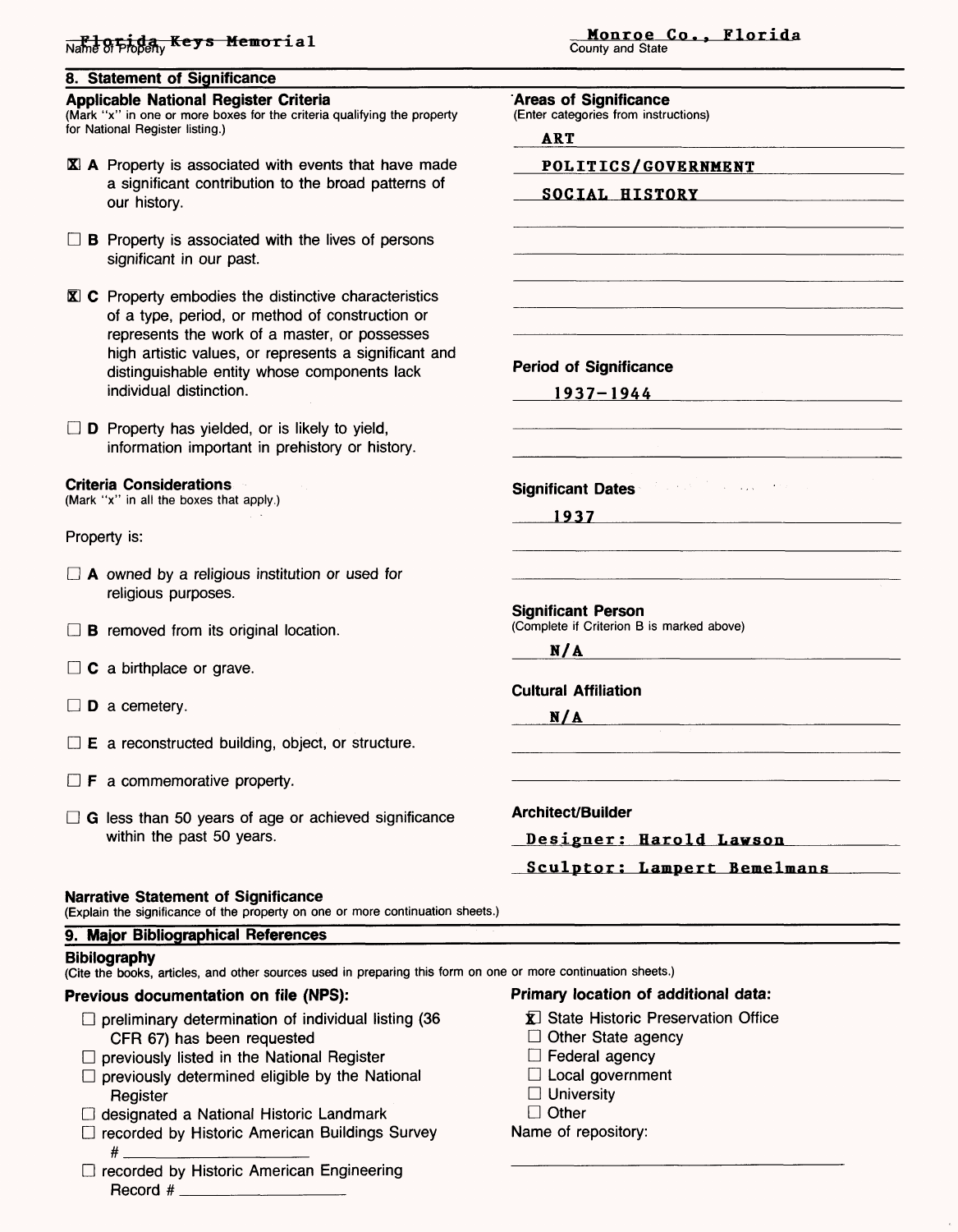Florida Keys Memorial
Name of Property

Monroe Co., Florida
County and State

## 8. Statement of Significance

**Applicable National Register Criteria**
(Mark "x" in one or more boxes for the criteria qualifying the property for National Register listing.)

☒ **A** Property is associated with events that have made a significant contribution to the broad patterns of our history.

☐ **B** Property is associated with the lives of persons significant in our past.

☒ **C** Property embodies the distinctive characteristics of a type, period, or method of construction or represents the work of a master, or possesses high artistic values, or represents a significant and distinguishable entity whose components lack individual distinction.

☐ **D** Property has yielded, or is likely to yield, information important in prehistory or history.

**Criteria Considerations**
(Mark "x" in all the boxes that apply.)

Property is:

☐ **A** owned by a religious institution or used for religious purposes.

☐ **B** removed from its original location.

☐ **C** a birthplace or grave.

☐ **D** a cemetery.

☐ **E** a reconstructed building, object, or structure.

☐ **F** a commemorative property.

☐ **G** less than 50 years of age or achieved significance within the past 50 years.

**Areas of Significance**
(Enter categories from instructions)

ART

POLITICS/GOVERNMENT

SOCIAL HISTORY

**Period of Significance**

1937-1944

**Significant Dates**

1937

**Significant Person**
(Complete if Criterion B is marked above)

N/A

**Cultural Affiliation**

N/A

**Architect/Builder**

Designer: Harold Lawson

Sculptor: Lampert Bemelmans

**Narrative Statement of Significance**
(Explain the significance of the property on one or more continuation sheets.)

## 9. Major Bibliographical References

**Bibilography**
(Cite the books, articles, and other sources used in preparing this form on one or more continuation sheets.)

**Previous documentation on file (NPS):**

☐ preliminary determination of individual listing (36 CFR 67) has been requested
☐ previously listed in the National Register
☐ previously determined eligible by the National Register
☐ designated a National Historic Landmark
☐ recorded by Historic American Buildings Survey # ____________
☐ recorded by Historic American Engineering Record # ____________

**Primary location of additional data:**

☒ State Historic Preservation Office
☐ Other State agency
☐ Federal agency
☐ Local government
☐ University
☐ Other
Name of repository: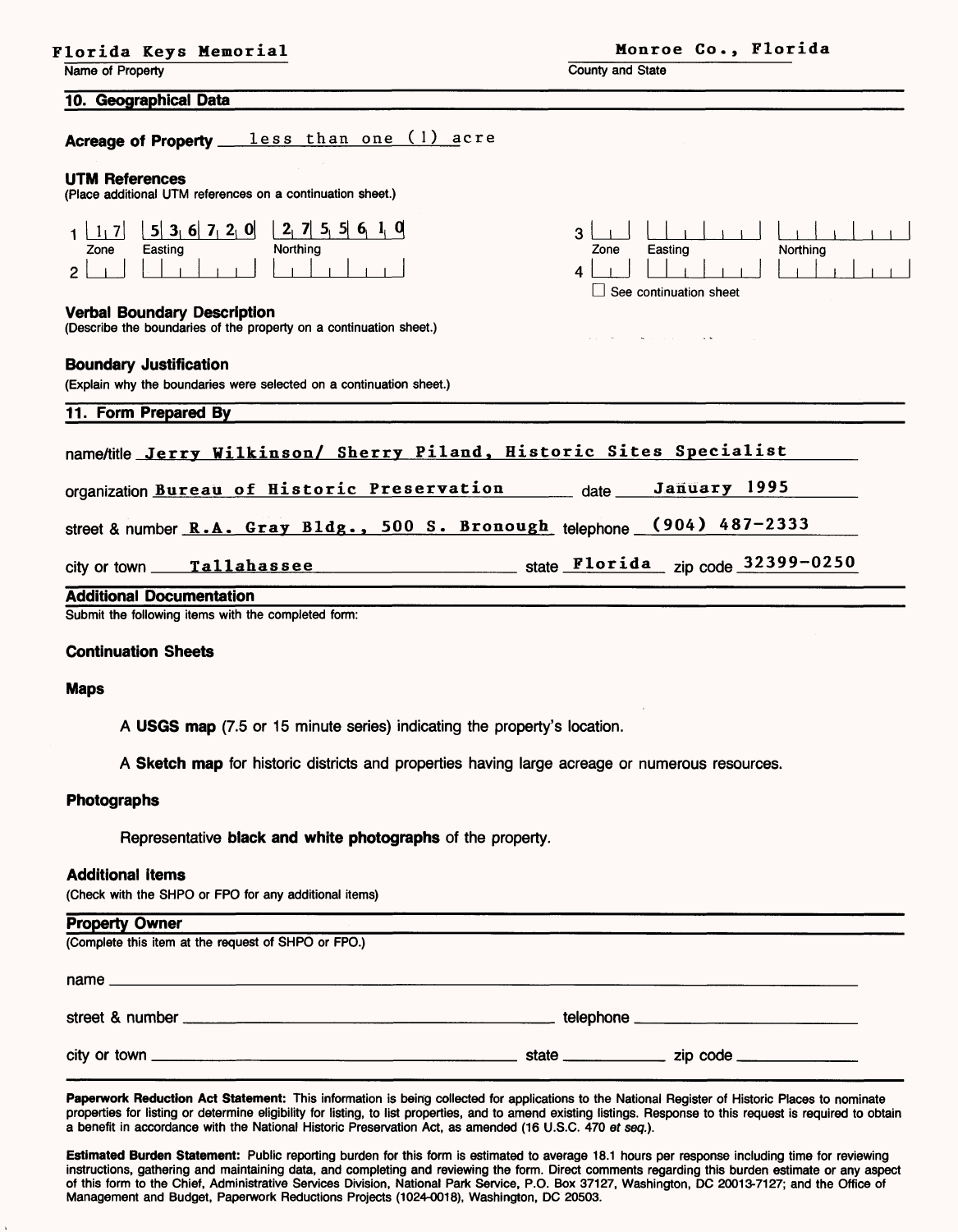Florida Keys Memorial
Name of Property

Monroe Co., Florida
County and State

## 10. Geographical Data

**Acreage of Property** less than one (1) acre

**UTM References**
(Place additional UTM references on a continuation sheet.)

| | Zone | Easting | Northing |
|---|---|---|---|
| 1 | 17 | 536720 | 2755610 |
| 2 | | | |
| 3 | | | |
| 4 | | | |

☐ See continuation sheet

**Verbal Boundary Description**
(Describe the boundaries of the property on a continuation sheet.)

**Boundary Justification**
(Explain why the boundaries were selected on a continuation sheet.)

## 11. Form Prepared By

name/title Jerry Wilkinson/ Sherry Piland, Historic Sites Specialist

organization Bureau of Historic Preservation date January 1995

street & number R.A. Gray Bldg., 500 S. Bronough telephone (904) 487-2333

city or town Tallahassee state Florida zip code 32399-0250

## Additional Documentation

Submit the following items with the completed form:

**Continuation Sheets**

**Maps**

A **USGS map** (7.5 or 15 minute series) indicating the property's location.

A **Sketch map** for historic districts and properties having large acreage or numerous resources.

**Photographs**

Representative **black and white photographs** of the property.

**Additional items**
(Check with the SHPO or FPO for any additional items)

## Property Owner

(Complete this item at the request of SHPO or FPO.)

name

street & number telephone

city or town state zip code

**Paperwork Reduction Act Statement:** This information is being collected for applications to the National Register of Historic Places to nominate properties for listing or determine eligibility for listing, to list properties, and to amend existing listings. Response to this request is required to obtain a benefit in accordance with the National Historic Preservation Act, as amended (16 U.S.C. 470 *et seq.*).

**Estimated Burden Statement:** Public reporting burden for this form is estimated to average 18.1 hours per response including time for reviewing instructions, gathering and maintaining data, and completing and reviewing the form. Direct comments regarding this burden estimate or any aspect of this form to the Chief, Administrative Services Division, National Park Service, P.O. Box 37127, Washington, DC 20013-7127; and the Office of Management and Budget, Paperwork Reductions Projects (1024-0018), Washington, DC 20503.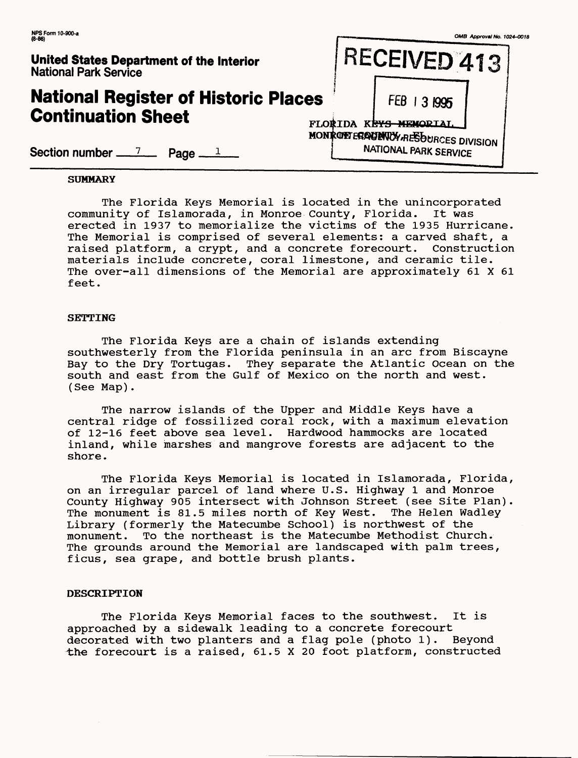NPS Form 10-900-a
(8-86)

OMB Approval No. 1024-0018

**United States Department of the Interior**
**National Park Service**

# National Register of Historic Places Continuation Sheet

RECEIVED 413

FEB 13 1995

FLORIDA KEYS MEMORIAL
MONROE COUNTY, FL

NATIONAL PARK SERVICE

Section number 7 Page 1

## SUMMARY

The Florida Keys Memorial is located in the unincorporated community of Islamorada, in Monroe County, Florida. It was erected in 1937 to memorialize the victims of the 1935 Hurricane. The Memorial is comprised of several elements: a carved shaft, a raised platform, a crypt, and a concrete forecourt. Construction materials include concrete, coral limestone, and ceramic tile. The over-all dimensions of the Memorial are approximately 61 X 61 feet.

## SETTING

The Florida Keys are a chain of islands extending southwesterly from the Florida peninsula in an arc from Biscayne Bay to the Dry Tortugas. They separate the Atlantic Ocean on the south and east from the Gulf of Mexico on the north and west. (See Map).

The narrow islands of the Upper and Middle Keys have a central ridge of fossilized coral rock, with a maximum elevation of 12-16 feet above sea level. Hardwood hammocks are located inland, while marshes and mangrove forests are adjacent to the shore.

The Florida Keys Memorial is located in Islamorada, Florida, on an irregular parcel of land where U.S. Highway 1 and Monroe County Highway 905 intersect with Johnson Street (see Site Plan). The monument is 81.5 miles north of Key West. The Helen Wadley Library (formerly the Matecumbe School) is northwest of the monument. To the northeast is the Matecumbe Methodist Church. The grounds around the Memorial are landscaped with palm trees, ficus, sea grape, and bottle brush plants.

## DESCRIPTION

The Florida Keys Memorial faces to the southwest. It is approached by a sidewalk leading to a concrete forecourt decorated with two planters and a flag pole (photo 1). Beyond the forecourt is a raised, 61.5 X 20 foot platform, constructed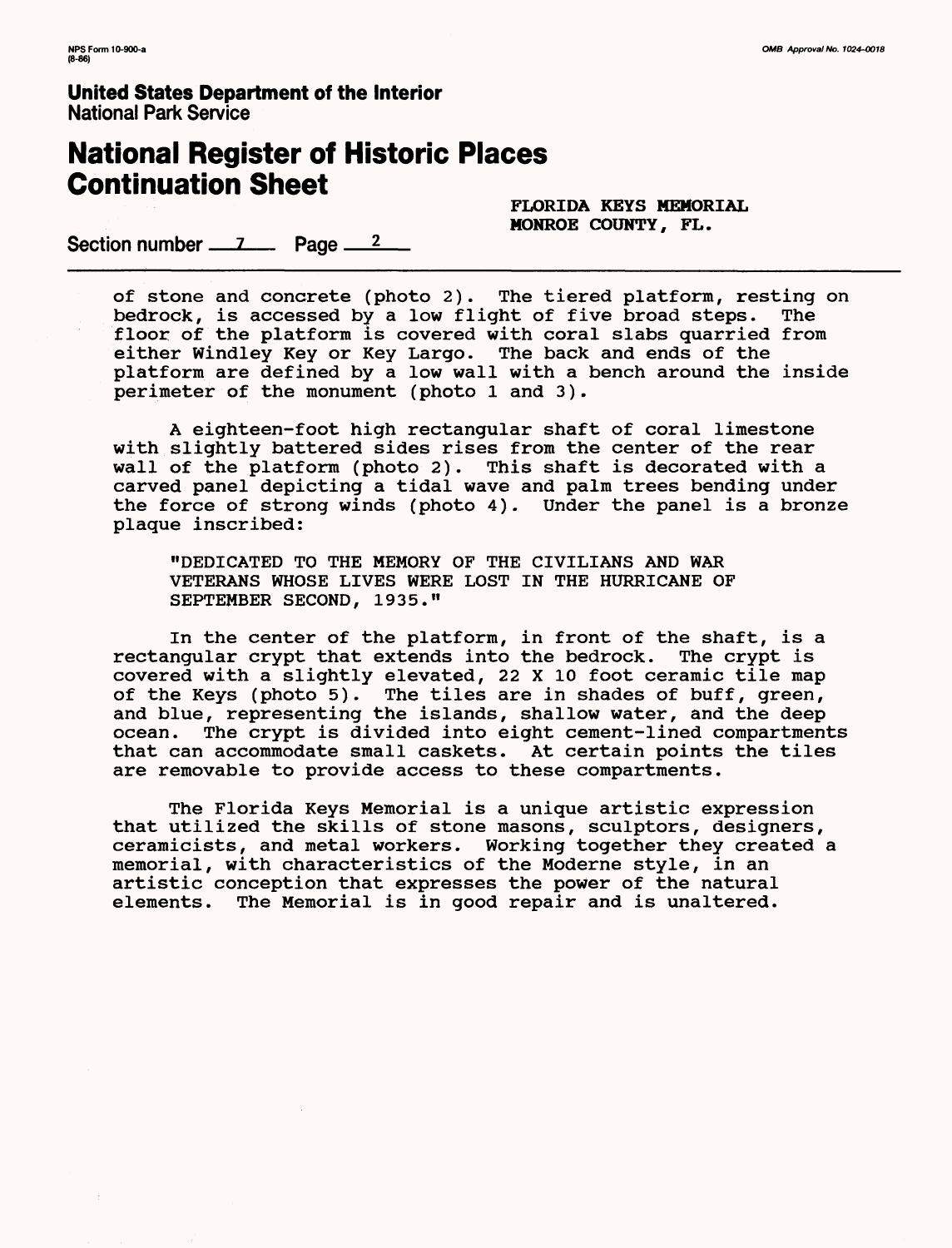of stone and concrete (photo 2). The tiered platform, resting on bedrock, is accessed by a low flight of five broad steps. The floor of the platform is covered with coral slabs quarried from either Windley Key or Key Largo. The back and ends of the platform are defined by a low wall with a bench around the inside perimeter of the monument (photo 1 and 3).

A eighteen-foot high rectangular shaft of coral limestone with slightly battered sides rises from the center of the rear wall of the platform (photo 2). This shaft is decorated with a carved panel depicting a tidal wave and palm trees bending under the force of strong winds (photo 4). Under the panel is a bronze plaque inscribed:

> "DEDICATED TO THE MEMORY OF THE CIVILIANS AND WAR VETERANS WHOSE LIVES WERE LOST IN THE HURRICANE OF SEPTEMBER SECOND, 1935."

In the center of the platform, in front of the shaft, is a rectangular crypt that extends into the bedrock. The crypt is covered with a slightly elevated, 22 X 10 foot ceramic tile map of the Keys (photo 5). The tiles are in shades of buff, green, and blue, representing the islands, shallow water, and the deep ocean. The crypt is divided into eight cement-lined compartments that can accommodate small caskets. At certain points the tiles are removable to provide access to these compartments.

The Florida Keys Memorial is a unique artistic expression that utilized the skills of stone masons, sculptors, designers, ceramicists, and metal workers. Working together they created a memorial, with characteristics of the Moderne style, in an artistic conception that expresses the power of the natural elements. The Memorial is in good repair and is unaltered.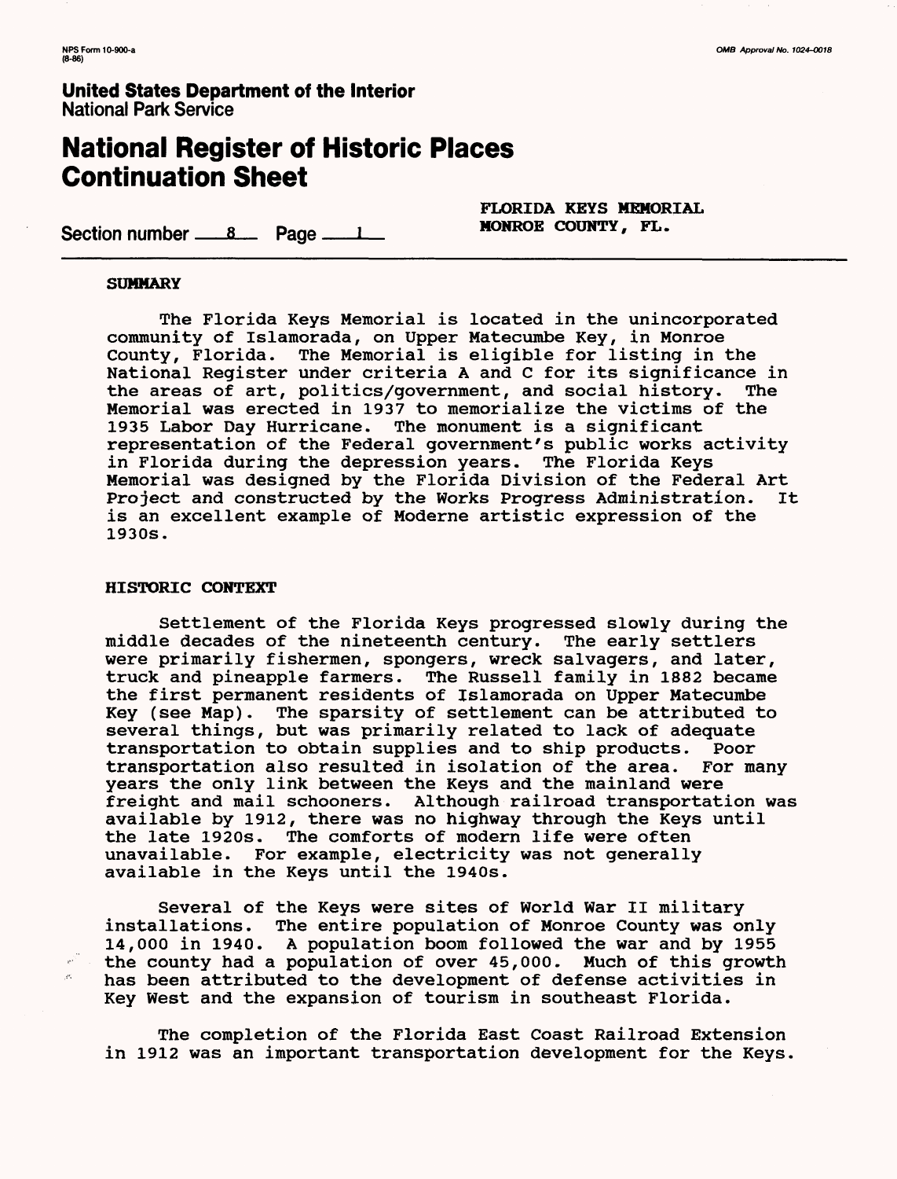**FLORIDA KEYS MEMORIAL**
**MONROE COUNTY, FL.**

Section number 8 Page 1

## SUMMARY

The Florida Keys Memorial is located in the unincorporated community of Islamorada, on Upper Matecumbe Key, in Monroe County, Florida. The Memorial is eligible for listing in the National Register under criteria A and C for its significance in the areas of art, politics/government, and social history. The Memorial was erected in 1937 to memorialize the victims of the 1935 Labor Day Hurricane. The monument is a significant representation of the Federal government's public works activity in Florida during the depression years. The Florida Keys Memorial was designed by the Florida Division of the Federal Art Project and constructed by the Works Progress Administration. It is an excellent example of Moderne artistic expression of the 1930s.

## HISTORIC CONTEXT

Settlement of the Florida Keys progressed slowly during the middle decades of the nineteenth century. The early settlers were primarily fishermen, spongers, wreck salvagers, and later, truck and pineapple farmers. The Russell family in 1882 became the first permanent residents of Islamorada on Upper Matecumbe Key (see Map). The sparsity of settlement can be attributed to several things, but was primarily related to lack of adequate transportation to obtain supplies and to ship products. Poor transportation also resulted in isolation of the area. For many years the only link between the Keys and the mainland were freight and mail schooners. Although railroad transportation was available by 1912, there was no highway through the Keys until the late 1920s. The comforts of modern life were often unavailable. For example, electricity was not generally available in the Keys until the 1940s.

Several of the Keys were sites of World War II military installations. The entire population of Monroe County was only 14,000 in 1940. A population boom followed the war and by 1955 the county had a population of over 45,000. Much of this growth has been attributed to the development of defense activities in Key West and the expansion of tourism in southeast Florida.

The completion of the Florida East Coast Railroad Extension in 1912 was an important transportation development for the Keys.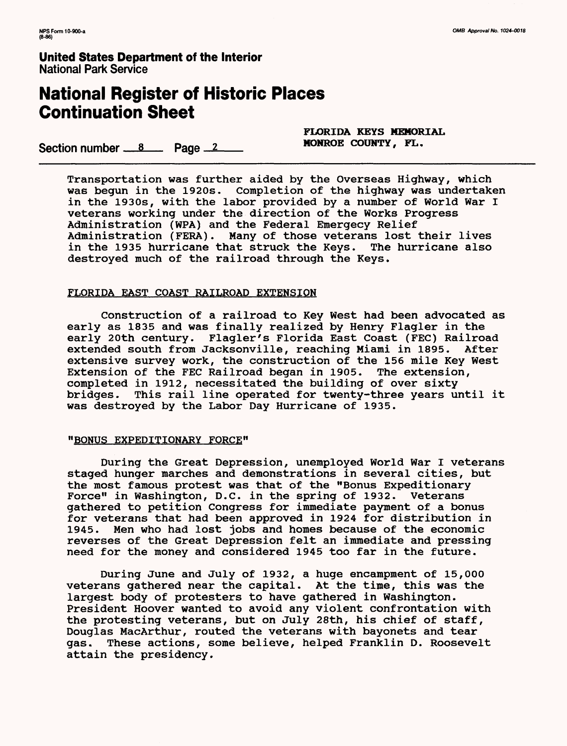Transportation was further aided by the Overseas Highway, which was begun in the 1920s. Completion of the highway was undertaken in the 1930s, with the labor provided by a number of World War I veterans working under the direction of the Works Progress Administration (WPA) and the Federal Emergecy Relief Administration (FERA). Many of those veterans lost their lives in the 1935 hurricane that struck the Keys. The hurricane also destroyed much of the railroad through the Keys.

## FLORIDA EAST COAST RAILROAD EXTENSION

Construction of a railroad to Key West had been advocated as early as 1835 and was finally realized by Henry Flagler in the early 20th century. Flagler's Florida East Coast (FEC) Railroad extended south from Jacksonville, reaching Miami in 1895. After extensive survey work, the construction of the 156 mile Key West Extension of the FEC Railroad began in 1905. The extension, completed in 1912, necessitated the building of over sixty bridges. This rail line operated for twenty-three years until it was destroyed by the Labor Day Hurricane of 1935.

## "BONUS EXPEDITIONARY FORCE"

During the Great Depression, unemployed World War I veterans staged hunger marches and demonstrations in several cities, but the most famous protest was that of the "Bonus Expeditionary Force" in Washington, D.C. in the spring of 1932. Veterans gathered to petition Congress for immediate payment of a bonus for veterans that had been approved in 1924 for distribution in 1945. Men who had lost jobs and homes because of the economic reverses of the Great Depression felt an immediate and pressing need for the money and considered 1945 too far in the future.

During June and July of 1932, a huge encampment of 15,000 veterans gathered near the capital. At the time, this was the largest body of protesters to have gathered in Washington. President Hoover wanted to avoid any violent confrontation with the protesting veterans, but on July 28th, his chief of staff, Douglas MacArthur, routed the veterans with bayonets and tear gas. These actions, some believe, helped Franklin D. Roosevelt attain the presidency.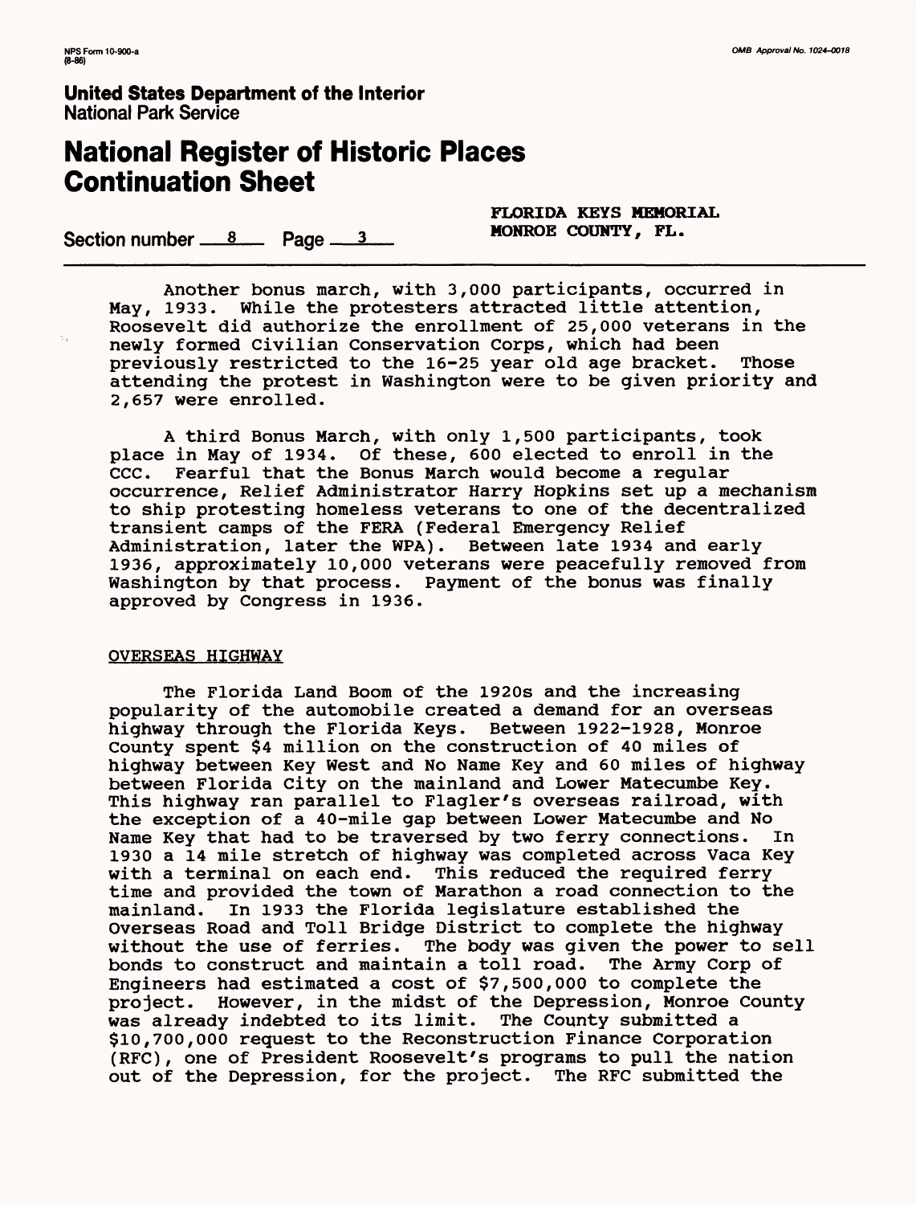Another bonus march, with 3,000 participants, occurred in May, 1933. While the protesters attracted little attention, Roosevelt did authorize the enrollment of 25,000 veterans in the newly formed Civilian Conservation Corps, which had been previously restricted to the 16-25 year old age bracket. Those attending the protest in Washington were to be given priority and 2,657 were enrolled.

A third Bonus March, with only 1,500 participants, took place in May of 1934. Of these, 600 elected to enroll in the CCC. Fearful that the Bonus March would become a regular occurrence, Relief Administrator Harry Hopkins set up a mechanism to ship protesting homeless veterans to one of the decentralized transient camps of the FERA (Federal Emergency Relief Administration, later the WPA). Between late 1934 and early 1936, approximately 10,000 veterans were peacefully removed from Washington by that process. Payment of the bonus was finally approved by Congress in 1936.

## OVERSEAS HIGHWAY

The Florida Land Boom of the 1920s and the increasing popularity of the automobile created a demand for an overseas highway through the Florida Keys. Between 1922-1928, Monroe County spent $4 million on the construction of 40 miles of highway between Key West and No Name Key and 60 miles of highway between Florida City on the mainland and Lower Matecumbe Key. This highway ran parallel to Flagler's overseas railroad, with the exception of a 40-mile gap between Lower Matecumbe and No Name Key that had to be traversed by two ferry connections. In 1930 a 14 mile stretch of highway was completed across Vaca Key with a terminal on each end. This reduced the required ferry time and provided the town of Marathon a road connection to the mainland. In 1933 the Florida legislature established the Overseas Road and Toll Bridge District to complete the highway without the use of ferries. The body was given the power to sell bonds to construct and maintain a toll road. The Army Corp of Engineers had estimated a cost of $7,500,000 to complete the project. However, in the midst of the Depression, Monroe County was already indebted to its limit. The County submitted a $10,700,000 request to the Reconstruction Finance Corporation (RFC), one of President Roosevelt's programs to pull the nation out of the Depression, for the project. The RFC submitted the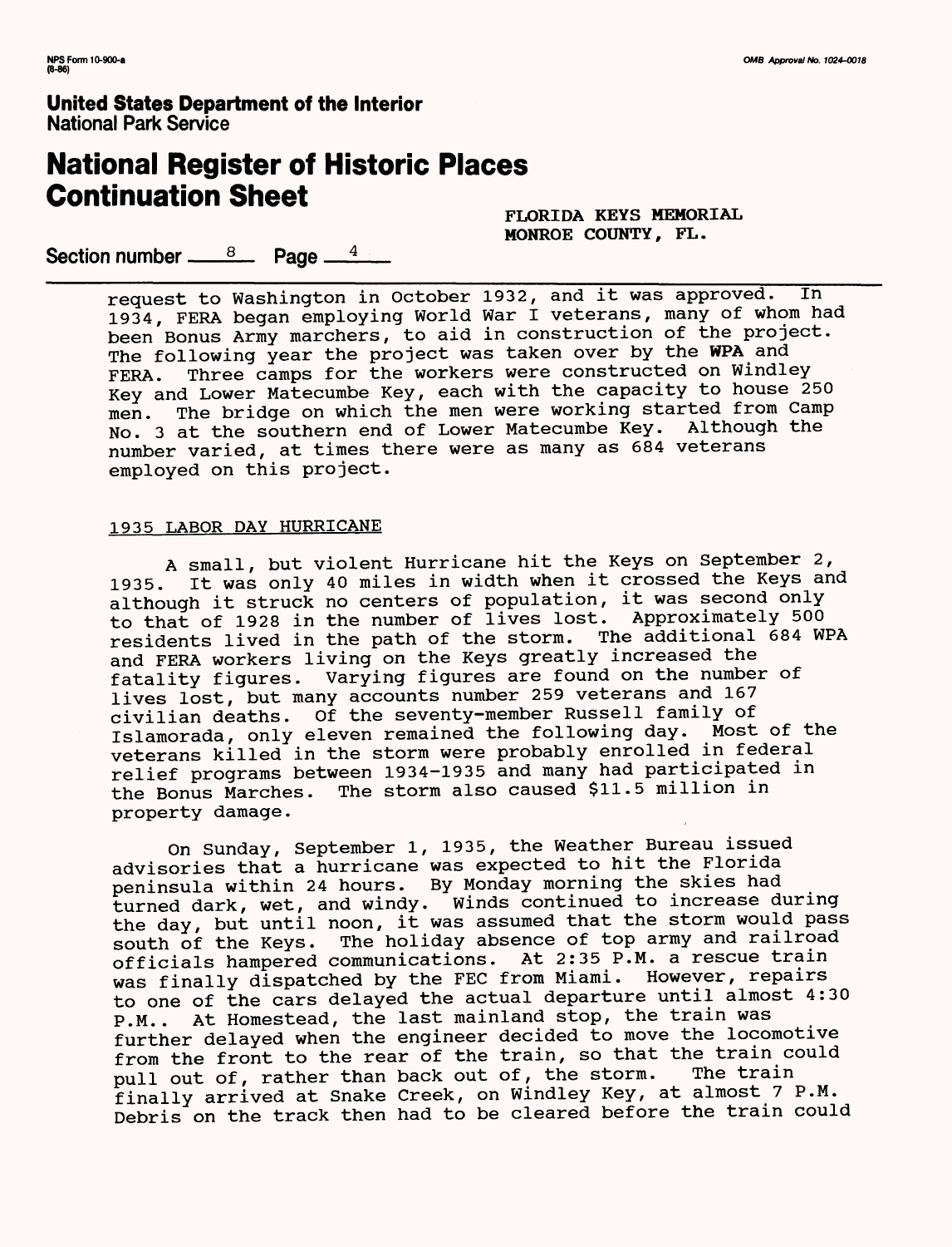request to Washington in October 1932, and it was approved. In 1934, FERA began employing World War I veterans, many of whom had been Bonus Army marchers, to aid in construction of the project. The following year the project was taken over by the WPA and FERA. Three camps for the workers were constructed on Windley Key and Lower Matecumbe Key, each with the capacity to house 250 men. The bridge on which the men were working started from Camp No. 3 at the southern end of Lower Matecumbe Key. Although the number varied, at times there were as many as 684 veterans employed on this project.

## 1935 LABOR DAY HURRICANE

A small, but violent Hurricane hit the Keys on September 2, 1935. It was only 40 miles in width when it crossed the Keys and although it struck no centers of population, it was second only to that of 1928 in the number of lives lost. Approximately 500 residents lived in the path of the storm. The additional 684 WPA and FERA workers living on the Keys greatly increased the fatality figures. Varying figures are found on the number of lives lost, but many accounts number 259 veterans and 167 civilian deaths. Of the seventy-member Russell family of Islamorada, only eleven remained the following day. Most of the veterans killed in the storm were probably enrolled in federal relief programs between 1934-1935 and many had participated in the Bonus Marches. The storm also caused $11.5 million in property damage.

On Sunday, September 1, 1935, the Weather Bureau issued advisories that a hurricane was expected to hit the Florida peninsula within 24 hours. By Monday morning the skies had turned dark, wet, and windy. Winds continued to increase during the day, but until noon, it was assumed that the storm would pass south of the Keys. The holiday absence of top army and railroad officials hampered communications. At 2:35 P.M. a rescue train was finally dispatched by the FEC from Miami. However, repairs to one of the cars delayed the actual departure until almost 4:30 P.M.. At Homestead, the last mainland stop, the train was further delayed when the engineer decided to move the locomotive from the front to the rear of the train, so that the train could pull out of, rather than back out of, the storm. The train finally arrived at Snake Creek, on Windley Key, at almost 7 P.M. Debris on the track then had to be cleared before the train could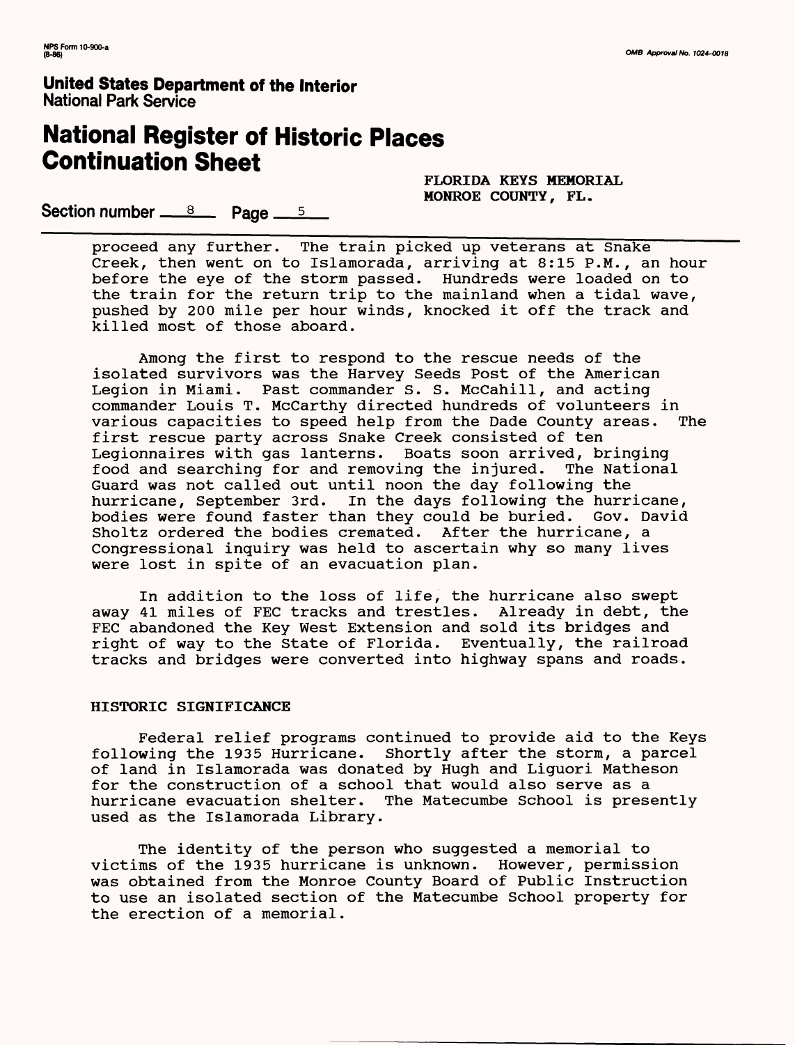proceed any further. The train picked up veterans at Snake Creek, then went on to Islamorada, arriving at 8:15 P.M., an hour before the eye of the storm passed. Hundreds were loaded on to the train for the return trip to the mainland when a tidal wave, pushed by 200 mile per hour winds, knocked it off the track and killed most of those aboard.

Among the first to respond to the rescue needs of the isolated survivors was the Harvey Seeds Post of the American Legion in Miami. Past commander S. S. McCahill, and acting commander Louis T. McCarthy directed hundreds of volunteers in various capacities to speed help from the Dade County areas. The first rescue party across Snake Creek consisted of ten Legionnaires with gas lanterns. Boats soon arrived, bringing food and searching for and removing the injured. The National Guard was not called out until noon the day following the hurricane, September 3rd. In the days following the hurricane, bodies were found faster than they could be buried. Gov. David Sholtz ordered the bodies cremated. After the hurricane, a Congressional inquiry was held to ascertain why so many lives were lost in spite of an evacuation plan.

In addition to the loss of life, the hurricane also swept away 41 miles of FEC tracks and trestles. Already in debt, the FEC abandoned the Key West Extension and sold its bridges and right of way to the State of Florida. Eventually, the railroad tracks and bridges were converted into highway spans and roads.

## HISTORIC SIGNIFICANCE

Federal relief programs continued to provide aid to the Keys following the 1935 Hurricane. Shortly after the storm, a parcel of land in Islamorada was donated by Hugh and Liguori Matheson for the construction of a school that would also serve as a hurricane evacuation shelter. The Matecumbe School is presently used as the Islamorada Library.

The identity of the person who suggested a memorial to victims of the 1935 hurricane is unknown. However, permission was obtained from the Monroe County Board of Public Instruction to use an isolated section of the Matecumbe School property for the erection of a memorial.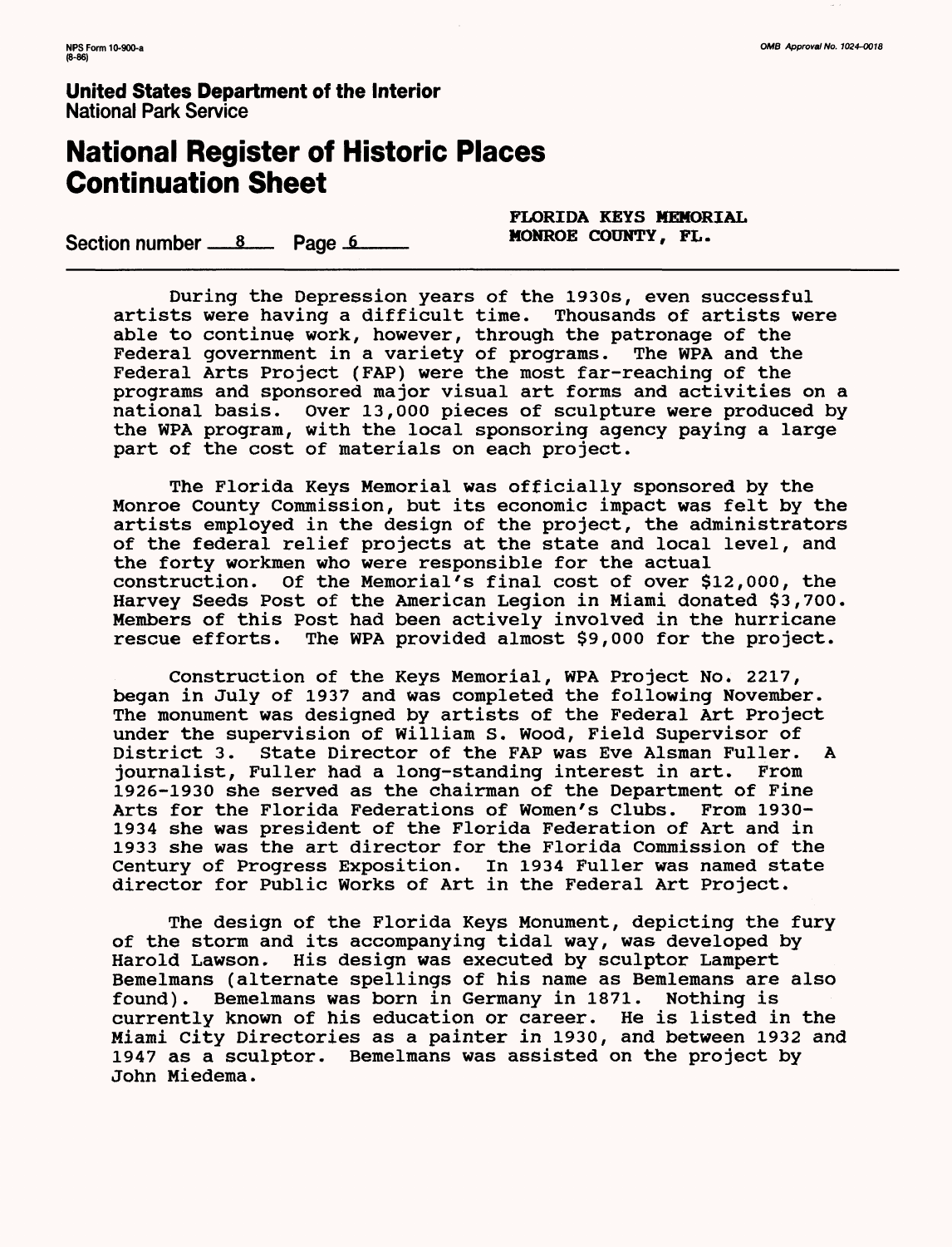**United States Department of the Interior**
National Park Service

# National Register of Historic Places Continuation Sheet

Section number 8 Page 6

**FLORIDA KEYS MEMORIAL**
**MONROE COUNTY, FL.**

During the Depression years of the 1930s, even successful artists were having a difficult time. Thousands of artists were able to continue work, however, through the patronage of the Federal government in a variety of programs. The WPA and the Federal Arts Project (FAP) were the most far-reaching of the programs and sponsored major visual art forms and activities on a national basis. Over 13,000 pieces of sculpture were produced by the WPA program, with the local sponsoring agency paying a large part of the cost of materials on each project.

The Florida Keys Memorial was officially sponsored by the Monroe County Commission, but its economic impact was felt by the artists employed in the design of the project, the administrators of the federal relief projects at the state and local level, and the forty workmen who were responsible for the actual construction. Of the Memorial's final cost of over $12,000, the Harvey Seeds Post of the American Legion in Miami donated $3,700. Members of this Post had been actively involved in the hurricane rescue efforts. The WPA provided almost $9,000 for the project.

Construction of the Keys Memorial, WPA Project No. 2217, began in July of 1937 and was completed the following November. The monument was designed by artists of the Federal Art Project under the supervision of William S. Wood, Field Supervisor of District 3. State Director of the FAP was Eve Alsman Fuller. A journalist, Fuller had a long-standing interest in art. From 1926-1930 she served as the chairman of the Department of Fine Arts for the Florida Federations of Women's Clubs. From 1930-1934 she was president of the Florida Federation of Art and in 1933 she was the art director for the Florida Commission of the Century of Progress Exposition. In 1934 Fuller was named state director for Public Works of Art in the Federal Art Project.

The design of the Florida Keys Monument, depicting the fury of the storm and its accompanying tidal way, was developed by Harold Lawson. His design was executed by sculptor Lampert Bemelmans (alternate spellings of his name as Bemlemans are also found). Bemelmans was born in Germany in 1871. Nothing is currently known of his education or career. He is listed in the Miami City Directories as a painter in 1930, and between 1932 and 1947 as a sculptor. Bemelmans was assisted on the project by John Miedema.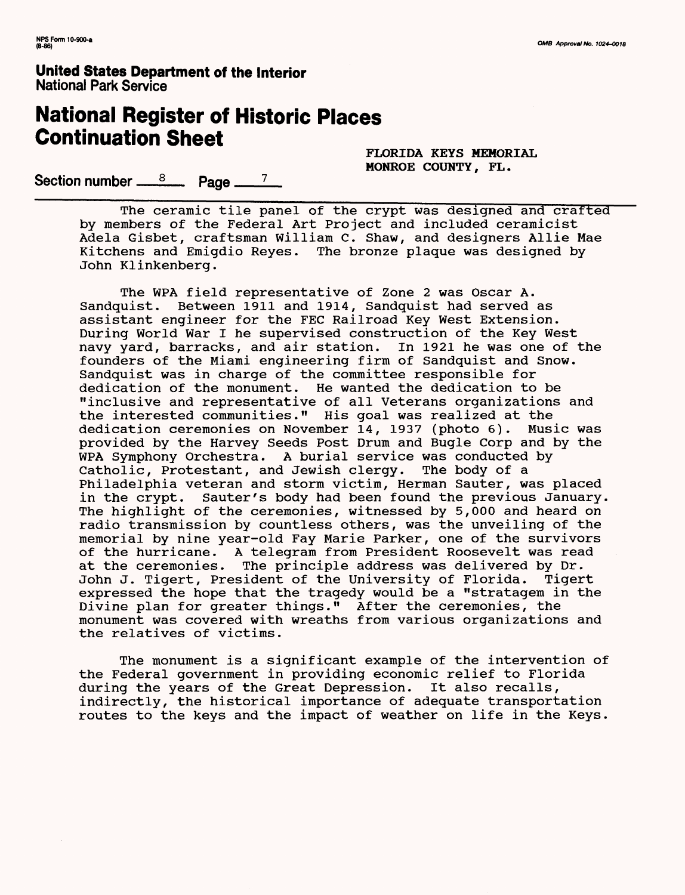The ceramic tile panel of the crypt was designed and crafted by members of the Federal Art Project and included ceramicist Adela Gisbet, craftsman William C. Shaw, and designers Allie Mae Kitchens and Emigdio Reyes. The bronze plaque was designed by John Klinkenberg.

The WPA field representative of Zone 2 was Oscar A. Sandquist. Between 1911 and 1914, Sandquist had served as assistant engineer for the FEC Railroad Key West Extension. During World War I he supervised construction of the Key West navy yard, barracks, and air station. In 1921 he was one of the founders of the Miami engineering firm of Sandquist and Snow. Sandquist was in charge of the committee responsible for dedication of the monument. He wanted the dedication to be "inclusive and representative of all Veterans organizations and the interested communities." His goal was realized at the dedication ceremonies on November 14, 1937 (photo 6). Music was provided by the Harvey Seeds Post Drum and Bugle Corp and by the WPA Symphony Orchestra. A burial service was conducted by Catholic, Protestant, and Jewish clergy. The body of a Philadelphia veteran and storm victim, Herman Sauter, was placed in the crypt. Sauter's body had been found the previous January. The highlight of the ceremonies, witnessed by 5,000 and heard on radio transmission by countless others, was the unveiling of the memorial by nine year-old Fay Marie Parker, one of the survivors of the hurricane. A telegram from President Roosevelt was read at the ceremonies. The principle address was delivered by Dr. John J. Tigert, President of the University of Florida. Tigert expressed the hope that the tragedy would be a "stratagem in the Divine plan for greater things." After the ceremonies, the monument was covered with wreaths from various organizations and the relatives of victims.

The monument is a significant example of the intervention of the Federal government in providing economic relief to Florida during the years of the Great Depression. It also recalls, indirectly, the historical importance of adequate transportation routes to the keys and the impact of weather on life in the Keys.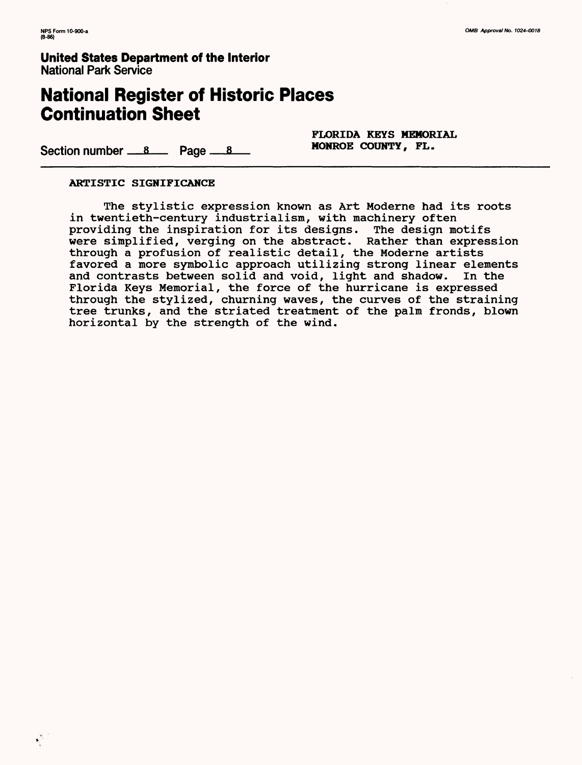**FLORIDA KEYS MEMORIAL**
**MONROE COUNTY, FL.**

Section number 8 Page 8

**ARTISTIC SIGNIFICANCE**

The stylistic expression known as Art Moderne had its roots in twentieth-century industrialism, with machinery often providing the inspiration for its designs. The design motifs were simplified, verging on the abstract. Rather than expression through a profusion of realistic detail, the Moderne artists favored a more symbolic approach utilizing strong linear elements and contrasts between solid and void, light and shadow. In the Florida Keys Memorial, the force of the hurricane is expressed through the stylized, churning waves, the curves of the straining tree trunks, and the striated treatment of the palm fronds, blown horizontal by the strength of the wind.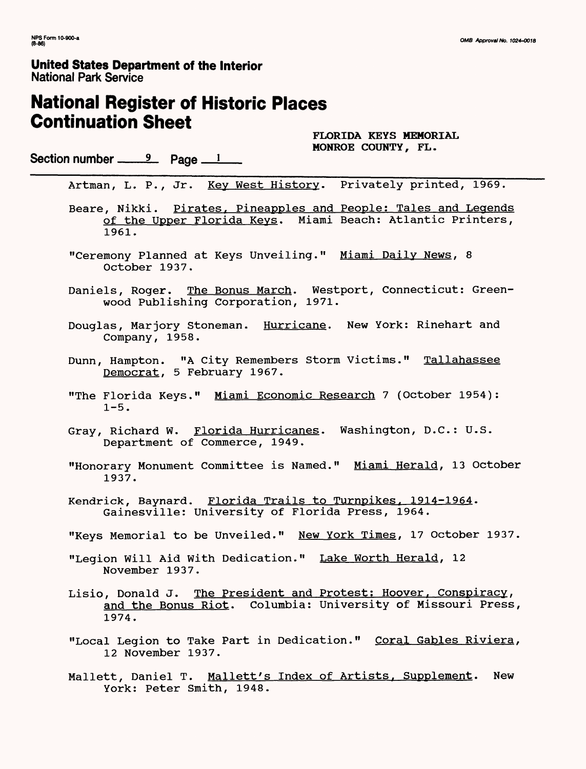NPS Form 10-900-a
(8-86)

OMB Approval No. 1024-0018

**United States Department of the Interior**
National Park Service

# National Register of Historic Places Continuation Sheet

FLORIDA KEYS MEMORIAL
MONROE COUNTY, FL.

Section number 9 Page 1

Artman, L. P., Jr. Key West History. Privately printed, 1969.

Beare, Nikki. Pirates, Pineapples and People: Tales and Legends of the Upper Florida Keys. Miami Beach: Atlantic Printers, 1961.

"Ceremony Planned at Keys Unveiling." Miami Daily News, 8 October 1937.

Daniels, Roger. The Bonus March. Westport, Connecticut: Greenwood Publishing Corporation, 1971.

Douglas, Marjory Stoneman. Hurricane. New York: Rinehart and Company, 1958.

Dunn, Hampton. "A City Remembers Storm Victims." Tallahassee Democrat, 5 February 1967.

"The Florida Keys." Miami Economic Research 7 (October 1954): 1-5.

Gray, Richard W. Florida Hurricanes. Washington, D.C.: U.S. Department of Commerce, 1949.

"Honorary Monument Committee is Named." Miami Herald, 13 October 1937.

Kendrick, Baynard. Florida Trails to Turnpikes, 1914-1964. Gainesville: University of Florida Press, 1964.

"Keys Memorial to be Unveiled." New York Times, 17 October 1937.

"Legion Will Aid With Dedication." Lake Worth Herald, 12 November 1937.

Lisio, Donald J. The President and Protest: Hoover, Conspiracy, and the Bonus Riot. Columbia: University of Missouri Press, 1974.

"Local Legion to Take Part in Dedication." Coral Gables Riviera, 12 November 1937.

Mallett, Daniel T. Mallett's Index of Artists, Supplement. New York: Peter Smith, 1948.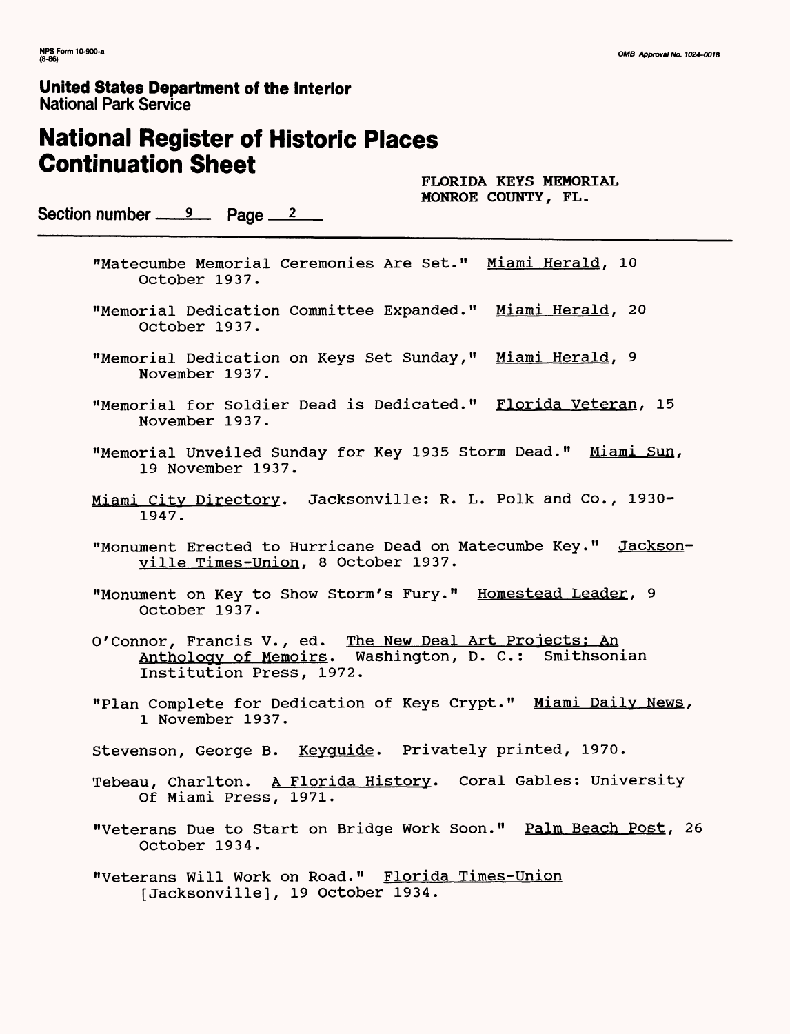"Matecumbe Memorial Ceremonies Are Set." Miami Herald, 10 October 1937.

"Memorial Dedication Committee Expanded." Miami Herald, 20 October 1937.

"Memorial Dedication on Keys Set Sunday," Miami Herald, 9 November 1937.

"Memorial for Soldier Dead is Dedicated." Florida Veteran, 15 November 1937.

"Memorial Unveiled Sunday for Key 1935 Storm Dead." Miami Sun, 19 November 1937.

Miami City Directory. Jacksonville: R. L. Polk and Co., 1930-1947.

"Monument Erected to Hurricane Dead on Matecumbe Key." Jacksonville Times-Union, 8 October 1937.

"Monument on Key to Show Storm's Fury." Homestead Leader, 9 October 1937.

O'Connor, Francis V., ed. The New Deal Art Projects: An Anthology of Memoirs. Washington, D. C.: Smithsonian Institution Press, 1972.

"Plan Complete for Dedication of Keys Crypt." Miami Daily News, 1 November 1937.

Stevenson, George B. Keyguide. Privately printed, 1970.

Tebeau, Charlton. A Florida History. Coral Gables: University Of Miami Press, 1971.

"Veterans Due to Start on Bridge Work Soon." Palm Beach Post, 26 October 1934.

"Veterans Will Work on Road." Florida Times-Union [Jacksonville], 19 October 1934.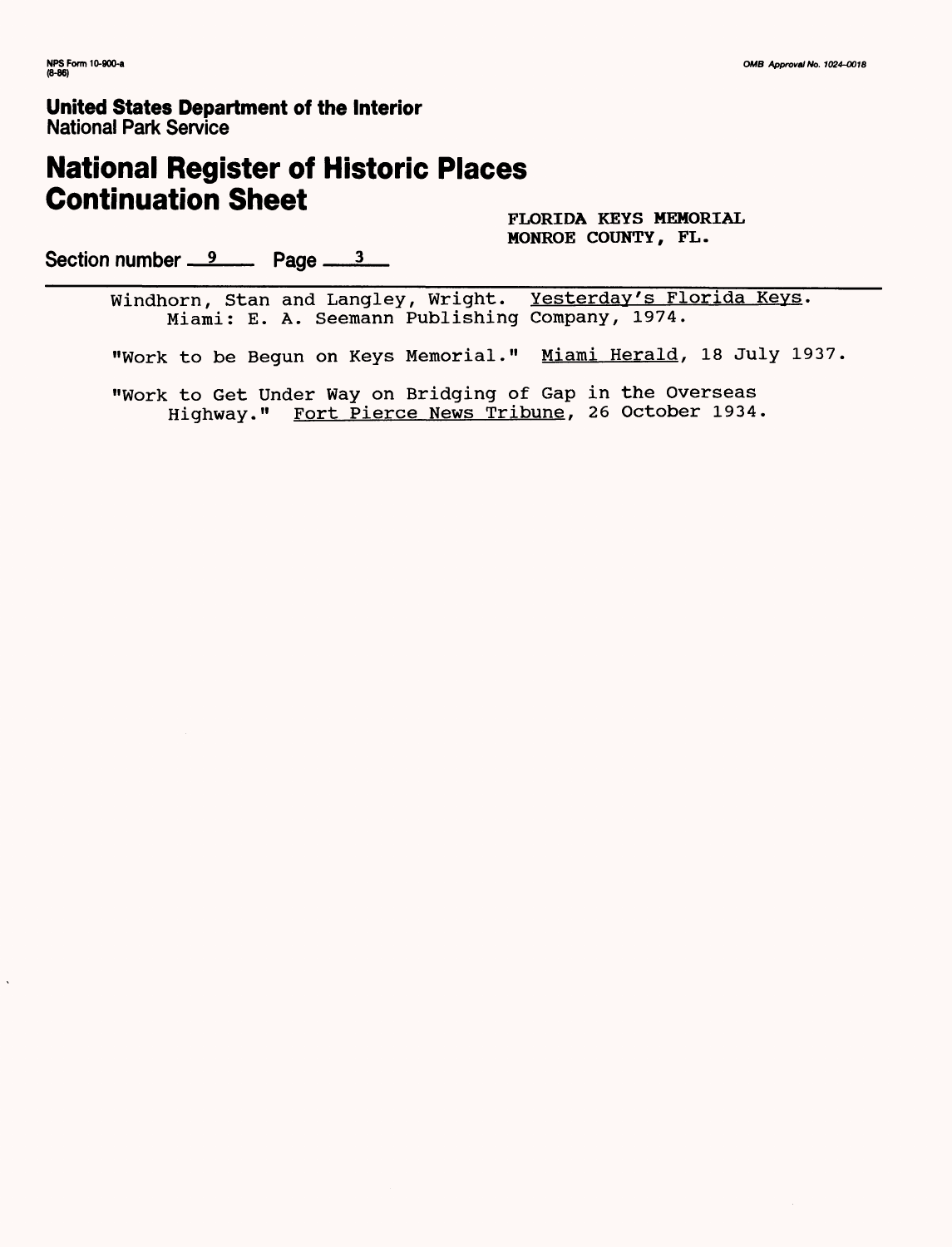Windhorn, Stan and Langley, Wright. Yesterday's Florida Keys. Miami: E. A. Seemann Publishing Company, 1974.

"Work to be Begun on Keys Memorial." Miami Herald, 18 July 1937.

"Work to Get Under Way on Bridging of Gap in the Overseas Highway." Fort Pierce News Tribune, 26 October 1934.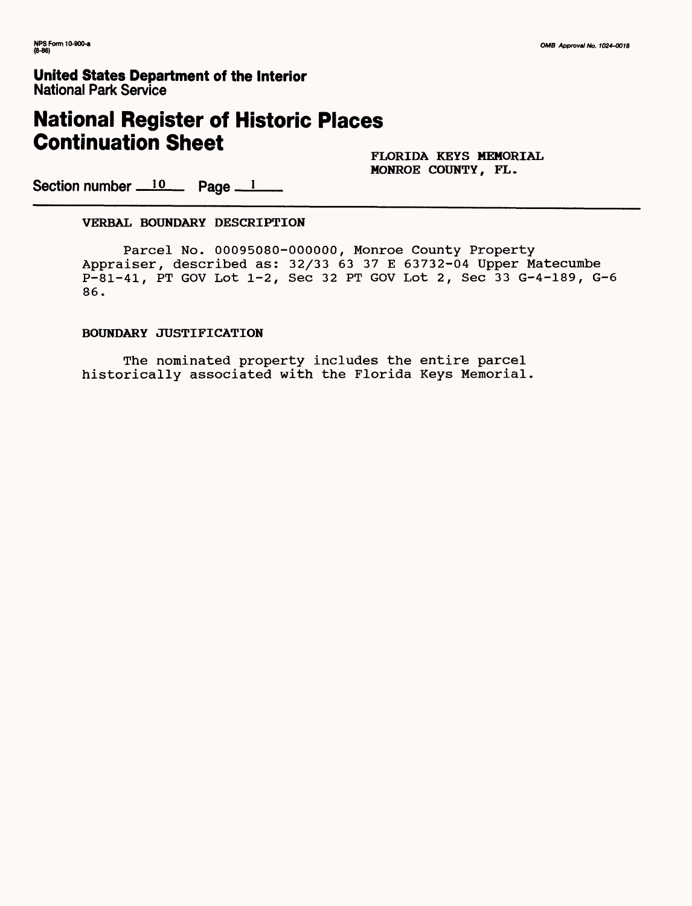**United States Department of the Interior**
National Park Service

# National Register of Historic Places Continuation Sheet

FLORIDA KEYS MEMORIAL
MONROE COUNTY, FL.

Section number 10 Page 1

## VERBAL BOUNDARY DESCRIPTION

Parcel No. 00095080-000000, Monroe County Property Appraiser, described as: 32/33 63 37 E 63732-04 Upper Matecumbe P-81-41, PT GOV Lot 1-2, Sec 32 PT GOV Lot 2, Sec 33 G-4-189, G-6 86.

## BOUNDARY JUSTIFICATION

The nominated property includes the entire parcel historically associated with the Florida Keys Memorial.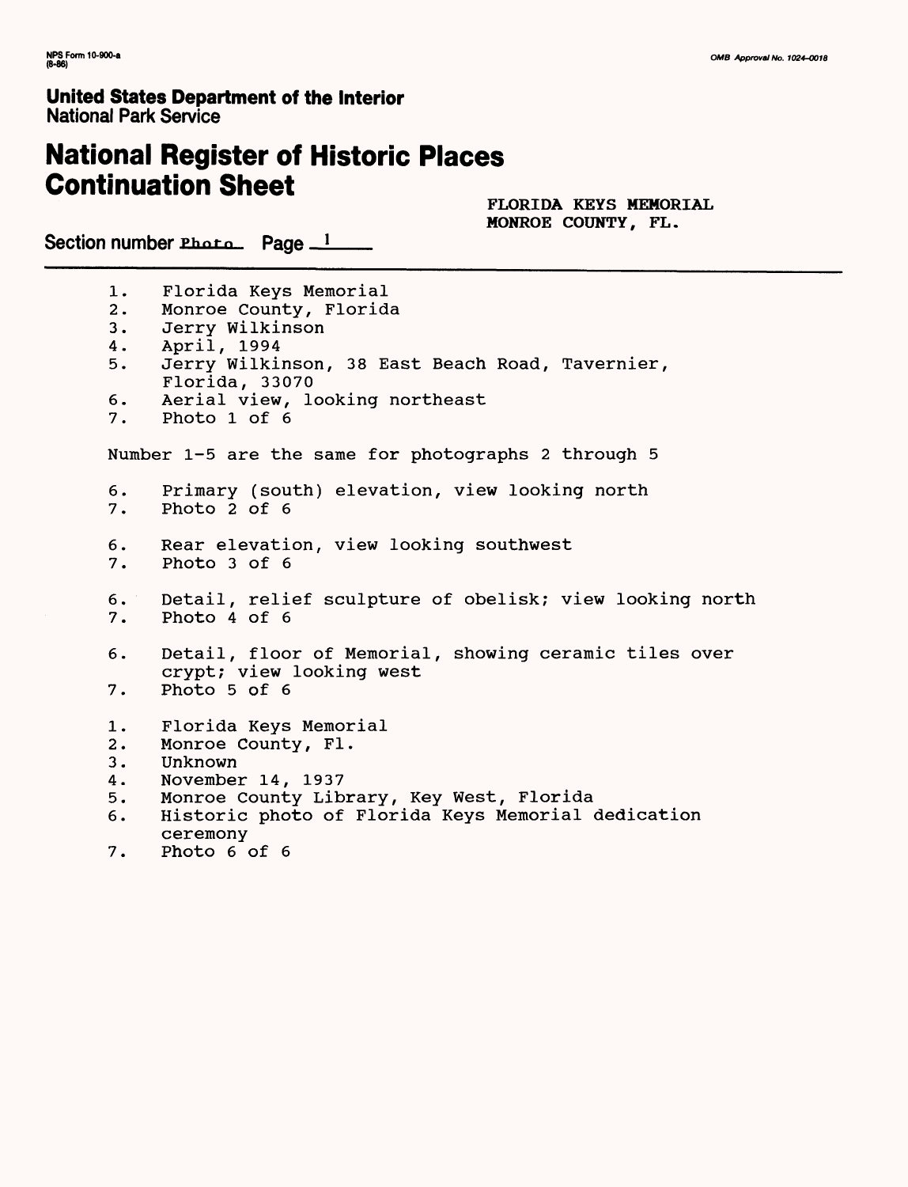**United States Department of the Interior**
National Park Service

# National Register of Historic Places Continuation Sheet

FLORIDA KEYS MEMORIAL
MONROE COUNTY, FL.

Section number Photo Page 1

1. Florida Keys Memorial
2. Monroe County, Florida
3. Jerry Wilkinson
4. April, 1994
5. Jerry Wilkinson, 38 East Beach Road, Tavernier, Florida, 33070
6. Aerial view, looking northeast
7. Photo 1 of 6

Number 1-5 are the same for photographs 2 through 5

6. Primary (south) elevation, view looking north
7. Photo 2 of 6

6. Rear elevation, view looking southwest
7. Photo 3 of 6

6. Detail, relief sculpture of obelisk; view looking north
7. Photo 4 of 6

6. Detail, floor of Memorial, showing ceramic tiles over crypt; view looking west
7. Photo 5 of 6

1. Florida Keys Memorial
2. Monroe County, Fl.
3. Unknown
4. November 14, 1937
5. Monroe County Library, Key West, Florida
6. Historic photo of Florida Keys Memorial dedication ceremony
7. Photo 6 of 6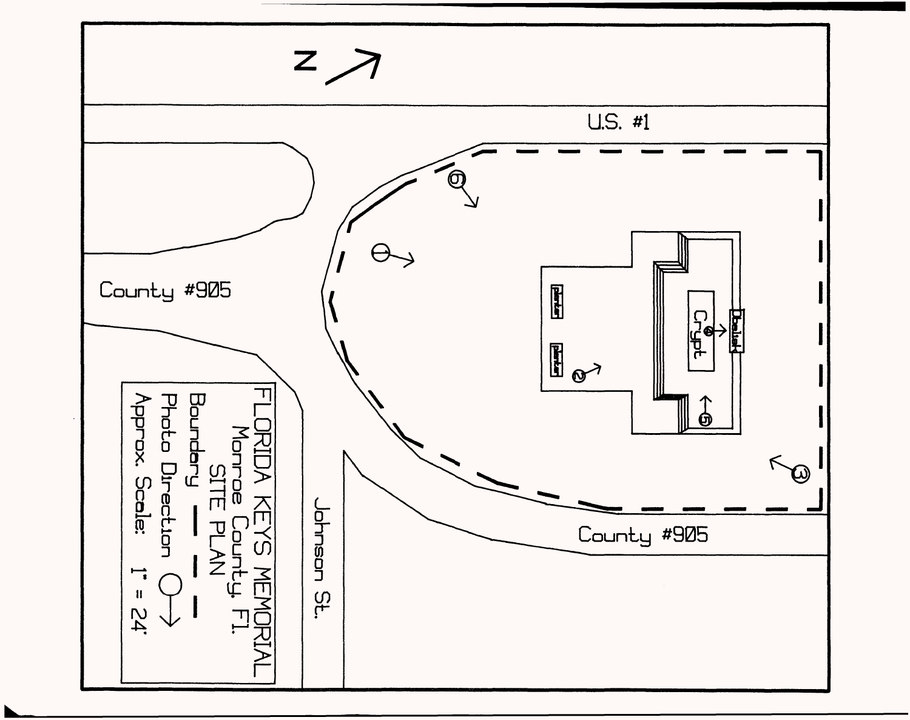N

U.S. #1

County #905

Johnson St.

County #905

Crypt

Obelisk

planter

planter

# FLORIDA KEYS MEMORIAL

Monroe County, Fl.

SITE PLAN

Boundary — — —

Photo Direction ○→

Approx. Scale: 1" = 24'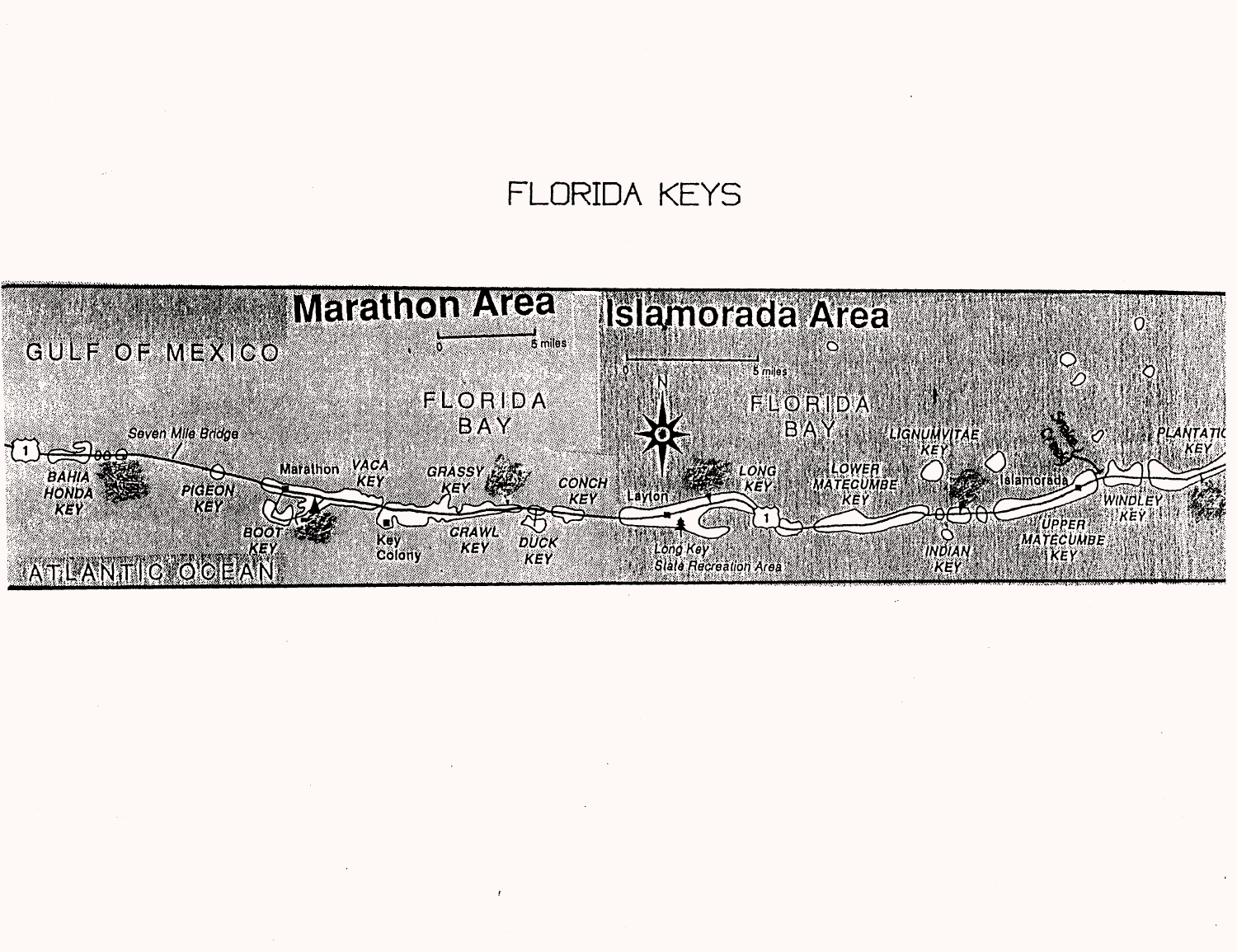# FLORIDA KEYS

Marathon Area

Islamorada Area

GULF OF MEXICO

FLORIDA BAY

FLORIDA BAY

0 5 miles

0 5 miles

N

Seven Mile Bridge

BAHIA HONDA KEY

PIGEON KEY

Marathon

VACA KEY

BOOT KEY

Key Colony

GRASSY KEY

CRAWL KEY

DUCK KEY

CONCH KEY

Layton

Long Key State Recreation Area

LONG KEY

LOWER MATECUMBE KEY

LIGNUMVITAE KEY

INDIAN KEY

Islamorada

Snake Creek

UPPER MATECUMBE KEY

WINDLEY KEY

PLANTATION KEY

ATLANTIC OCEAN